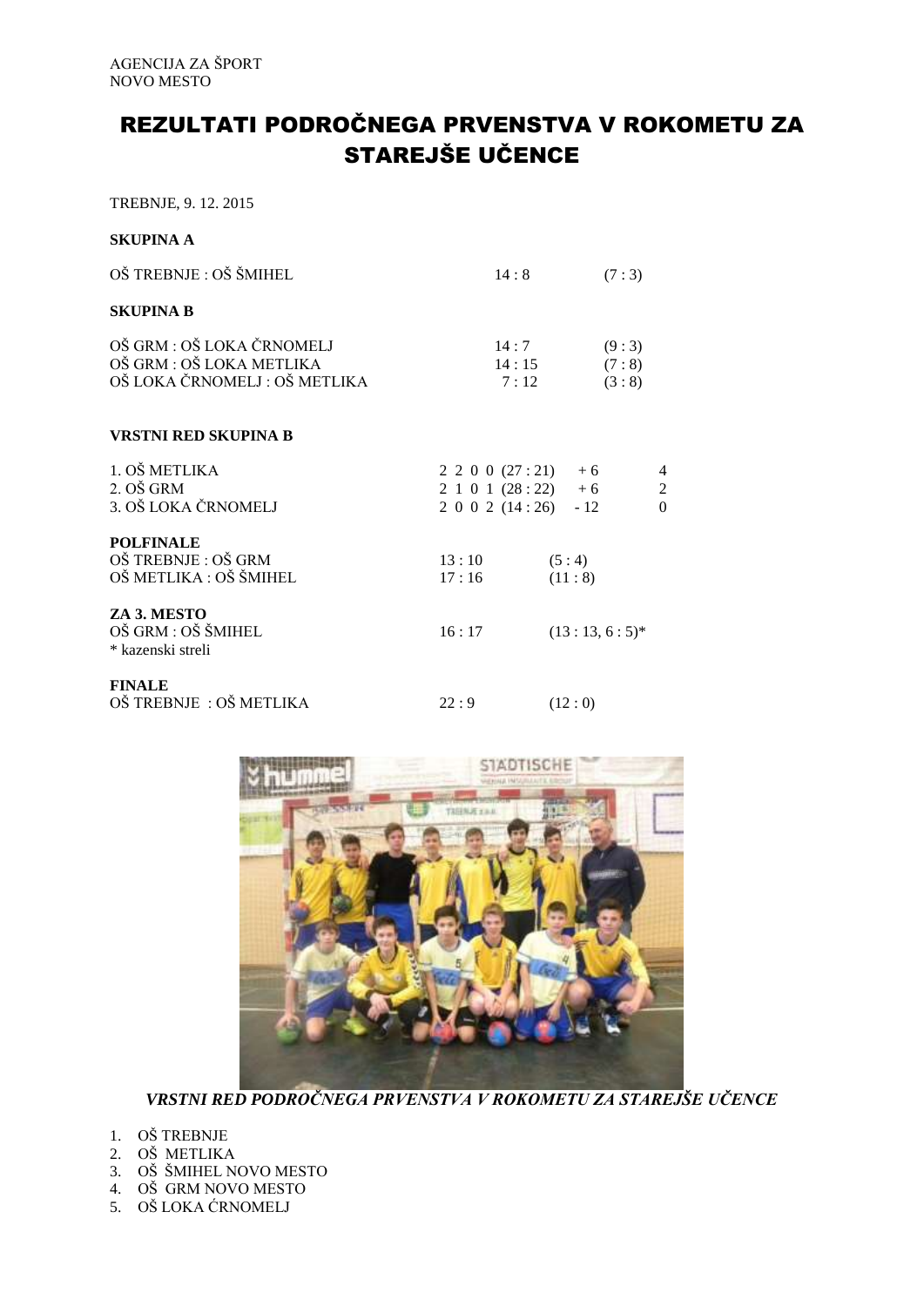AGENCIJA ZA ŠPORT
NOVO MESTO

# REZULTATI PODROČNEGA PRVENSTVA V ROKOMETU ZA STAREJŠE UČENCE

TREBNJE, 9. 12. 2015

**SKUPINA A**

| | | |
|---|---|---|
| OŠ TREBNJE : OŠ ŠMIHEL | 14 : 8 | (7 : 3) |

**SKUPINA B**

| | | |
|---|---|---|
| OŠ GRM : OŠ LOKA ČRNOMELJ | 14 : 7 | (9 : 3) |
| OŠ GRM : OŠ LOKA METLIKA | 14 : 15 | (7 : 8) |
| OŠ LOKA ČRNOMELJ : OŠ METLIKA | 7 : 12 | (3 : 8) |

**VRSTNI RED SKUPINA B**

| | | | |
|---|---|---|---|
| 1. OŠ METLIKA | 2 2 0 0 (27 : 21) | + 6 | 4 |
| 2. OŠ GRM | 2 1 0 1 (28 : 22) | + 6 | 2 |
| 3. OŠ LOKA ČRNOMELJ | 2 0 0 2 (14 : 26) | - 12 | 0 |

**POLFINALE**

| | | |
|---|---|---|
| OŠ TREBNJE : OŠ GRM | 13 : 10 | (5 : 4) |
| OŠ METLIKA : OŠ ŠMIHEL | 17 : 16 | (11 : 8) |

**ZA 3. MESTO**

| | | |
|---|---|---|
| OŠ GRM : OŠ ŠMIHEL | 16 : 17 | (13 : 13, 6 : 5)* |

* kazenski streli

**FINALE**

| | | |
|---|---|---|
| OŠ TREBNJE : OŠ METLIKA | 22 : 9 | (12 : 0) |

***VRSTNI RED PODROČNEGA PRVENSTVA V ROKOMETU ZA STAREJŠE UČENCE***

1. OŠ TREBNJE
2. OŠ METLIKA
3. OŠ ŠMIHEL NOVO MESTO
4. OŠ GRM NOVO MESTO
5. OŠ LOKA ĆRNOMELJ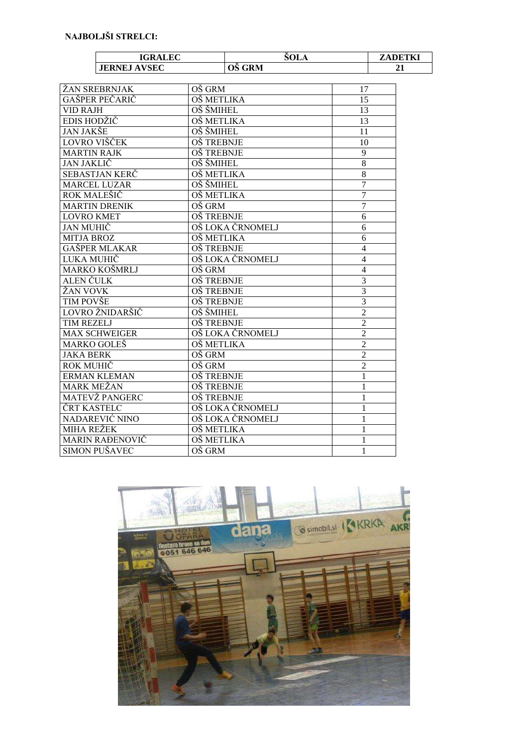**NAJBOLJŠI STRELCI:**

| IGRALEC | ŠOLA | ZADETKI |
|---|---|---|
| **JERNEJ AVSEC** | **OŠ GRM** | **21** |
| ŽAN SREBRNJAK | OŠ GRM | 17 |
| GAŠPER PEČARIČ | OŠ METLIKA | 15 |
| VID RAJH | OŠ ŠMIHEL | 13 |
| EDIS HODŽIČ | OŠ METLIKA | 13 |
| JAN JAKŠE | OŠ ŠMIHEL | 11 |
| LOVRO VIŠČEK | OŠ TREBNJE | 10 |
| MARTIN RAJK | OŠ TREBNJE | 9 |
| JAN JAKLIČ | OŠ ŠMIHEL | 8 |
| SEBASTJAN KERČ | OŠ METLIKA | 8 |
| MARCEL LUZAR | OŠ ŠMIHEL | 7 |
| ROK MALEŠIČ | OŠ METLIKA | 7 |
| MARTIN DRENIK | OŠ GRM | 7 |
| LOVRO KMET | OŠ TREBNJE | 6 |
| JAN MUHIČ | OŠ LOKA ČRNOMELJ | 6 |
| MITJA BROZ | OŠ METLIKA | 6 |
| GAŠPER MLAKAR | OŠ TREBNJE | 4 |
| LUKA MUHIČ | OŠ LOKA ČRNOMELJ | 4 |
| MARKO KOŠMRLJ | OŠ GRM | 4 |
| ALEN ČULK | OŠ TREBNJE | 3 |
| ŽAN VOVK | OŠ TREBNJE | 3 |
| TIM POVŠE | OŠ TREBNJE | 3 |
| LOVRO ŽNIDARŠIČ | OŠ ŠMIHEL | 2 |
| TIM REZELJ | OŠ TREBNJE | 2 |
| MAX SCHWEIGER | OŠ LOKA ČRNOMELJ | 2 |
| MARKO GOLEŠ | OŠ METLIKA | 2 |
| JAKA BERK | OŠ GRM | 2 |
| ROK MUHIČ | OŠ GRM | 2 |
| ERMAN KLEMAN | OŠ TREBNJE | 1 |
| MARK MEŽAN | OŠ TREBNJE | 1 |
| MATEVŽ PANGERC | OŠ TREBNJE | 1 |
| ČRT KASTELC | OŠ LOKA ČRNOMELJ | 1 |
| NADAREVIĆ NINO | OŠ LOKA ČRNOMELJ | 1 |
| MIHA REŽEK | OŠ METLIKA | 1 |
| MARIN RAĐENOVIČ | OŠ METLIKA | 1 |
| SIMON PUŠAVEC | OŠ GRM | 1 |